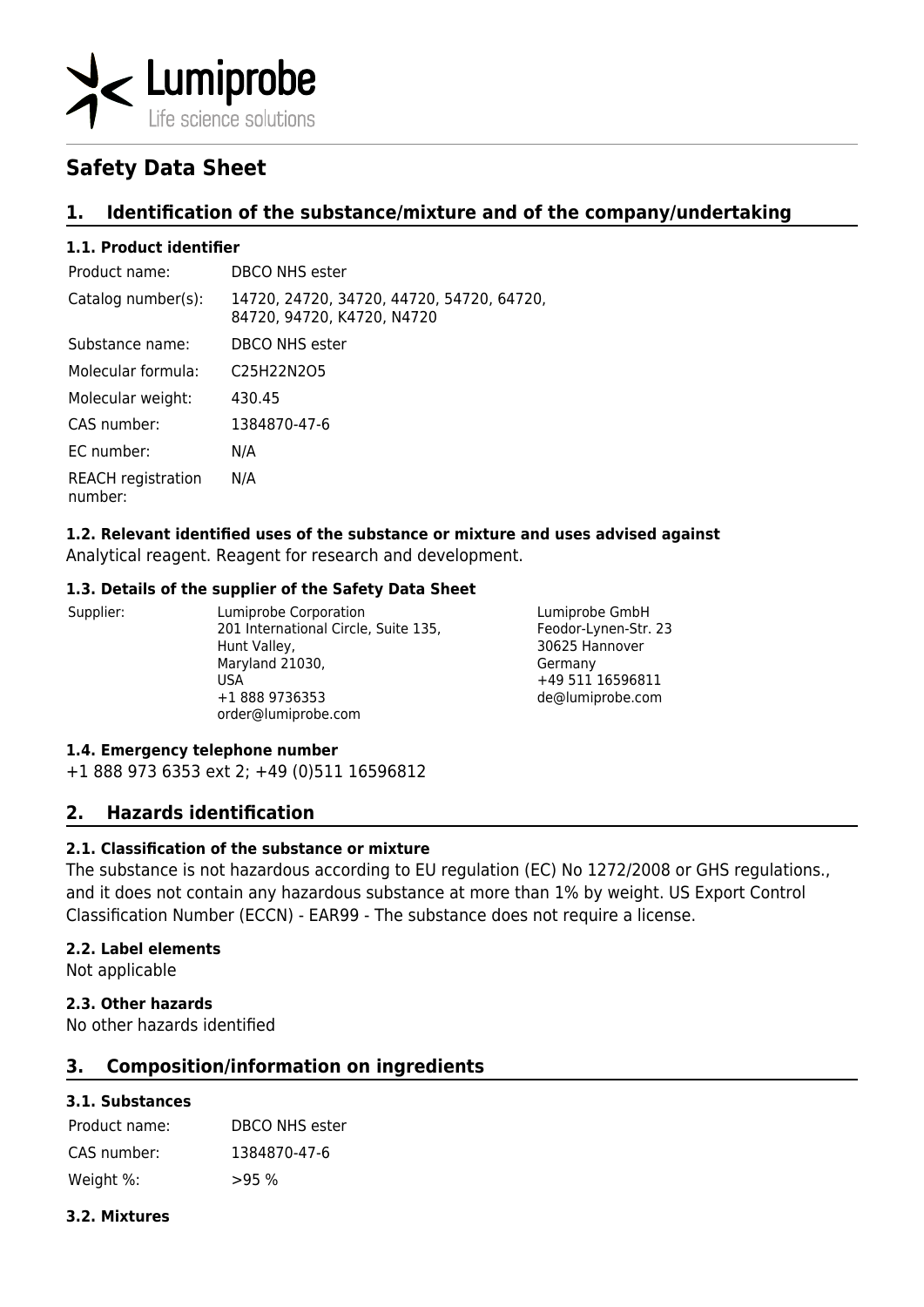# Safety Data Sheet

## 1. Identification of the substance/mixture and of the company/undertaking

### 1.1. Product identifier

| Product name: | DBCO NHS ester |
|---|---|
| Catalog number(s): | 14720, 24720, 34720, 44720, 54720, 64720, 84720, 94720, K4720, N4720 |
| Substance name: | DBCO NHS ester |
| Molecular formula: | $C_{25}H_{22}N_2O_5$ |
| Molecular weight: | 430.45 |
| CAS number: | 1384870-47-6 |
| EC number: | N/A |
| REACH registration number: | N/A |

### 1.2. Relevant identified uses of the substance or mixture and uses advised against

Analytical reagent. Reagent for research and development.

### 1.3. Details of the supplier of the Safety Data Sheet

Supplier:

Lumiprobe Corporation
201 International Circle, Suite 135,
Hunt Valley,
Maryland 21030,
USA
+1 888 9736353
order@lumiprobe.com

Lumiprobe GmbH
Feodor-Lynen-Str. 23
30625 Hannover
Germany
+49 511 16596811
de@lumiprobe.com

### 1.4. Emergency telephone number

+1 888 973 6353 ext 2; +49 (0)511 16596812

## 2. Hazards identification

### 2.1. Classification of the substance or mixture

The substance is not hazardous according to EU regulation (EC) No 1272/2008 or GHS regulations., and it does not contain any hazardous substance at more than 1% by weight. US Export Control Classification Number (ECCN) - EAR99 - The substance does not require a license.

### 2.2. Label elements

Not applicable

### 2.3. Other hazards

No other hazards identified

## 3. Composition/information on ingredients

### 3.1. Substances

| Product name: | DBCO NHS ester |
|---|---|
| CAS number: | 1384870-47-6 |
| Weight %: | >95 % |

### 3.2. Mixtures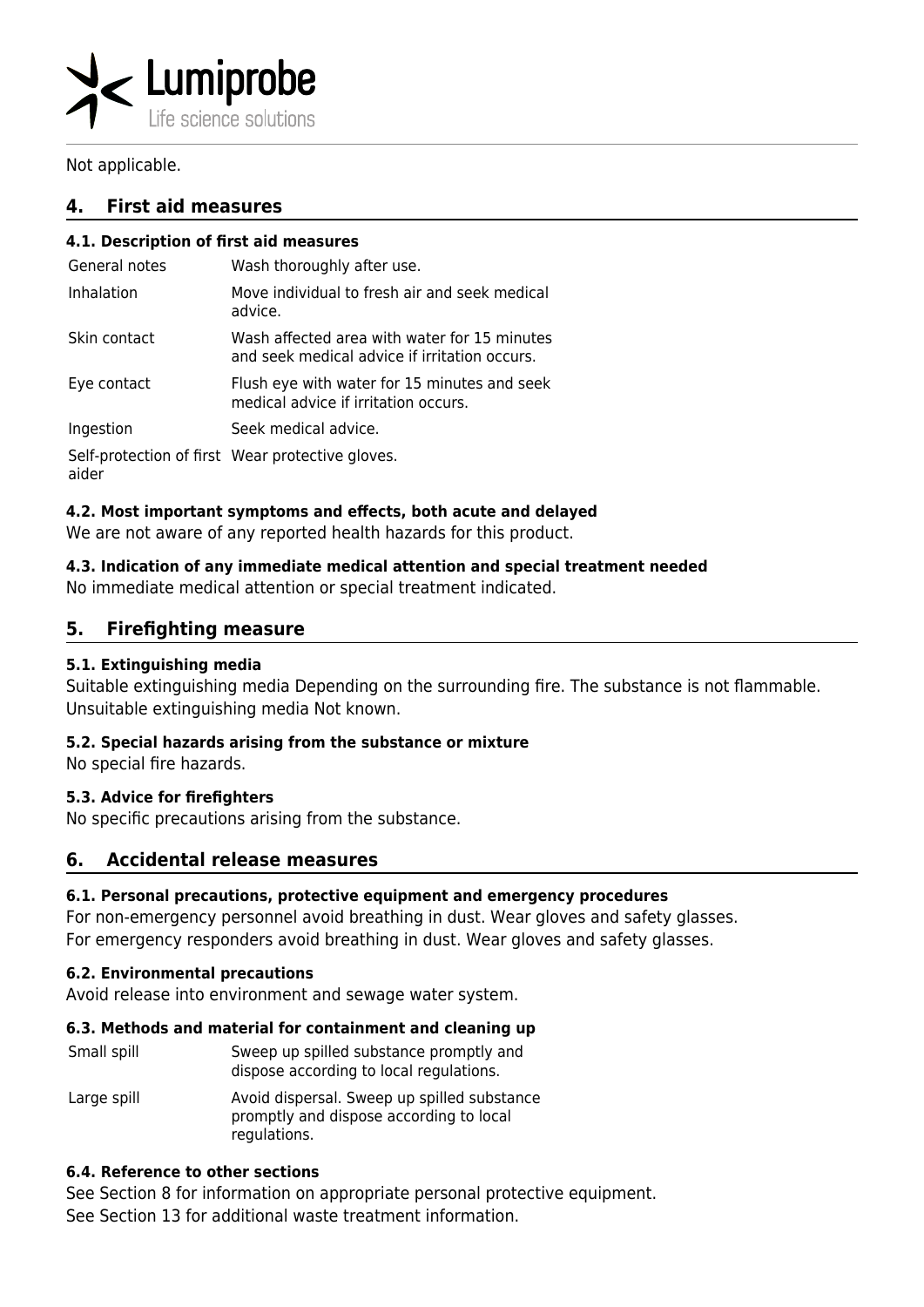Not applicable.

## 4. First aid measures

### 4.1. Description of first aid measures

| | |
|---|---|
| General notes | Wash thoroughly after use. |
| Inhalation | Move individual to fresh air and seek medical advice. |
| Skin contact | Wash affected area with water for 15 minutes and seek medical advice if irritation occurs. |
| Eye contact | Flush eye with water for 15 minutes and seek medical advice if irritation occurs. |
| Ingestion | Seek medical advice. |
| Self-protection of first aider | Wear protective gloves. |

### 4.2. Most important symptoms and effects, both acute and delayed

We are not aware of any reported health hazards for this product.

### 4.3. Indication of any immediate medical attention and special treatment needed

No immediate medical attention or special treatment indicated.

## 5. Firefighting measure

### 5.1. Extinguishing media

Suitable extinguishing media Depending on the surrounding fire. The substance is not flammable.
Unsuitable extinguishing media Not known.

### 5.2. Special hazards arising from the substance or mixture

No special fire hazards.

### 5.3. Advice for firefighters

No specific precautions arising from the substance.

## 6. Accidental release measures

### 6.1. Personal precautions, protective equipment and emergency procedures

For non-emergency personnel avoid breathing in dust. Wear gloves and safety glasses.
For emergency responders avoid breathing in dust. Wear gloves and safety glasses.

### 6.2. Environmental precautions

Avoid release into environment and sewage water system.

### 6.3. Methods and material for containment and cleaning up

| | |
|---|---|
| Small spill | Sweep up spilled substance promptly and dispose according to local regulations. |
| Large spill | Avoid dispersal. Sweep up spilled substance promptly and dispose according to local regulations. |

### 6.4. Reference to other sections

See Section 8 for information on appropriate personal protective equipment.
See Section 13 for additional waste treatment information.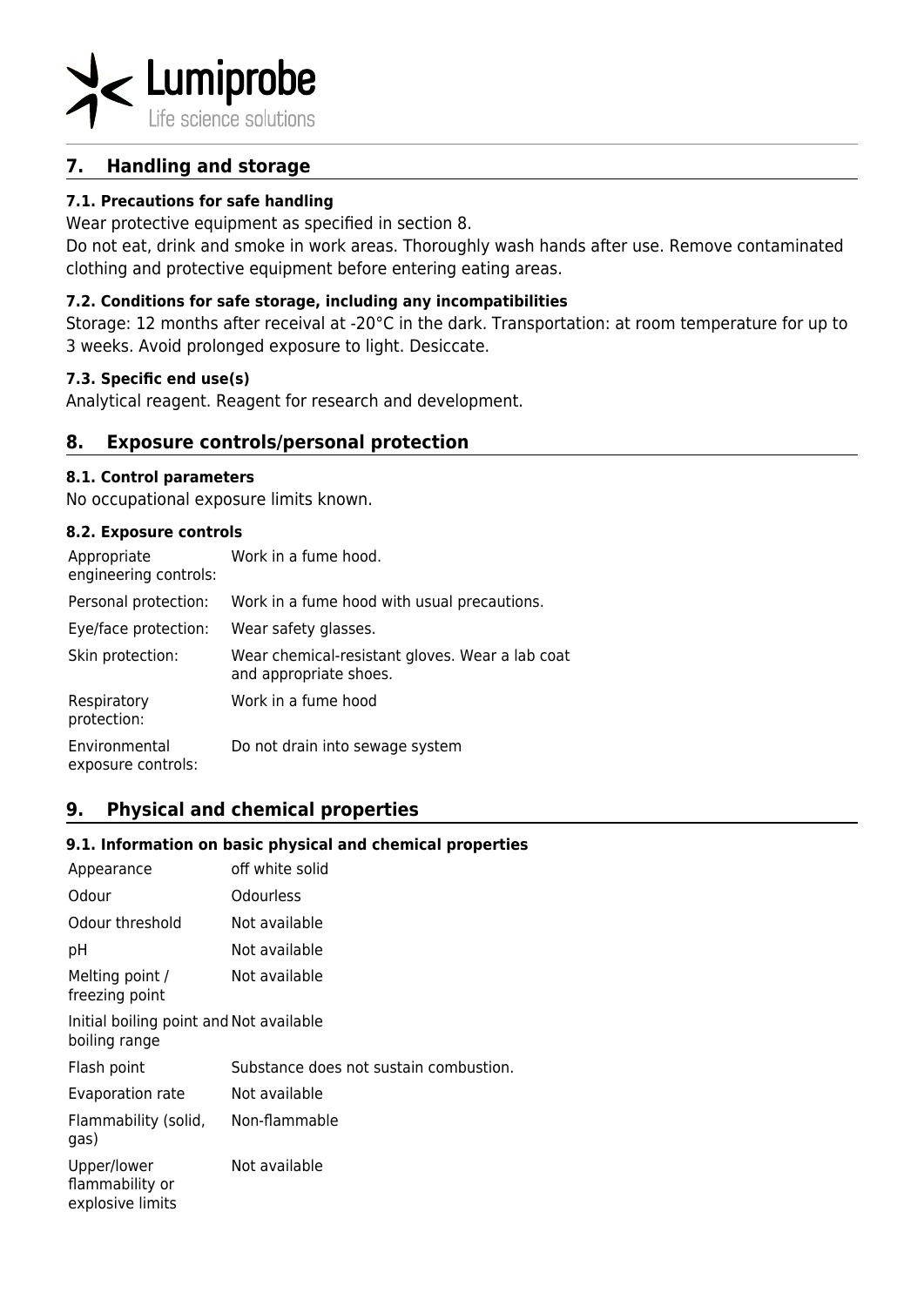## 7. Handling and storage

### 7.1. Precautions for safe handling

Wear protective equipment as specified in section 8.

Do not eat, drink and smoke in work areas. Thoroughly wash hands after use. Remove contaminated clothing and protective equipment before entering eating areas.

### 7.2. Conditions for safe storage, including any incompatibilities

Storage: 12 months after receival at -20°C in the dark. Transportation: at room temperature for up to 3 weeks. Avoid prolonged exposure to light. Desiccate.

### 7.3. Specific end use(s)

Analytical reagent. Reagent for research and development.

## 8. Exposure controls/personal protection

### 8.1. Control parameters

No occupational exposure limits known.

### 8.2. Exposure controls

| | |
|---|---|
| Appropriate engineering controls: | Work in a fume hood. |
| Personal protection: | Work in a fume hood with usual precautions. |
| Eye/face protection: | Wear safety glasses. |
| Skin protection: | Wear chemical-resistant gloves. Wear a lab coat and appropriate shoes. |
| Respiratory protection: | Work in a fume hood |
| Environmental exposure controls: | Do not drain into sewage system |

## 9. Physical and chemical properties

### 9.1. Information on basic physical and chemical properties

| | |
|---|---|
| Appearance | off white solid |
| Odour | Odourless |
| Odour threshold | Not available |
| pH | Not available |
| Melting point / freezing point | Not available |
| Initial boiling point and boiling range | Not available |
| Flash point | Substance does not sustain combustion. |
| Evaporation rate | Not available |
| Flammability (solid, gas) | Non-flammable |
| Upper/lower flammability or explosive limits | Not available |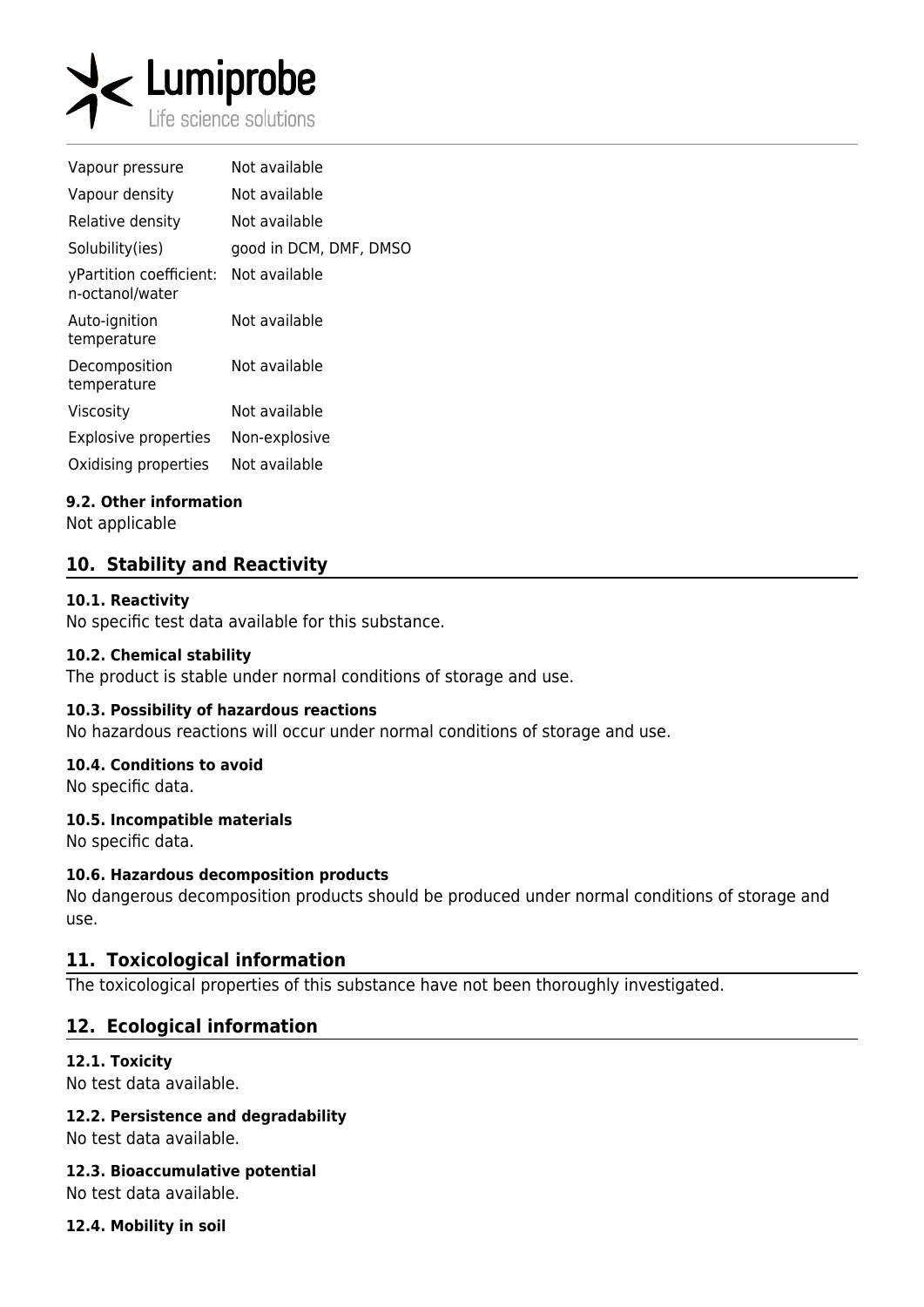| | |
|---|---|
| Vapour pressure | Not available |
| Vapour density | Not available |
| Relative density | Not available |
| Solubility(ies) | good in DCM, DMF, DMSO |
| yPartition coefficient: n-octanol/water | Not available |
| Auto-ignition temperature | Not available |
| Decomposition temperature | Not available |
| Viscosity | Not available |
| Explosive properties | Non-explosive |
| Oxidising properties | Not available |

#### 9.2. Other information

Not applicable

## 10. Stability and Reactivity

#### 10.1. Reactivity

No specific test data available for this substance.

#### 10.2. Chemical stability

The product is stable under normal conditions of storage and use.

#### 10.3. Possibility of hazardous reactions

No hazardous reactions will occur under normal conditions of storage and use.

#### 10.4. Conditions to avoid

No specific data.

#### 10.5. Incompatible materials

No specific data.

#### 10.6. Hazardous decomposition products

No dangerous decomposition products should be produced under normal conditions of storage and use.

## 11. Toxicological information

The toxicological properties of this substance have not been thoroughly investigated.

## 12. Ecological information

#### 12.1. Toxicity

No test data available.

#### 12.2. Persistence and degradability

No test data available.

#### 12.3. Bioaccumulative potential

No test data available.

#### 12.4. Mobility in soil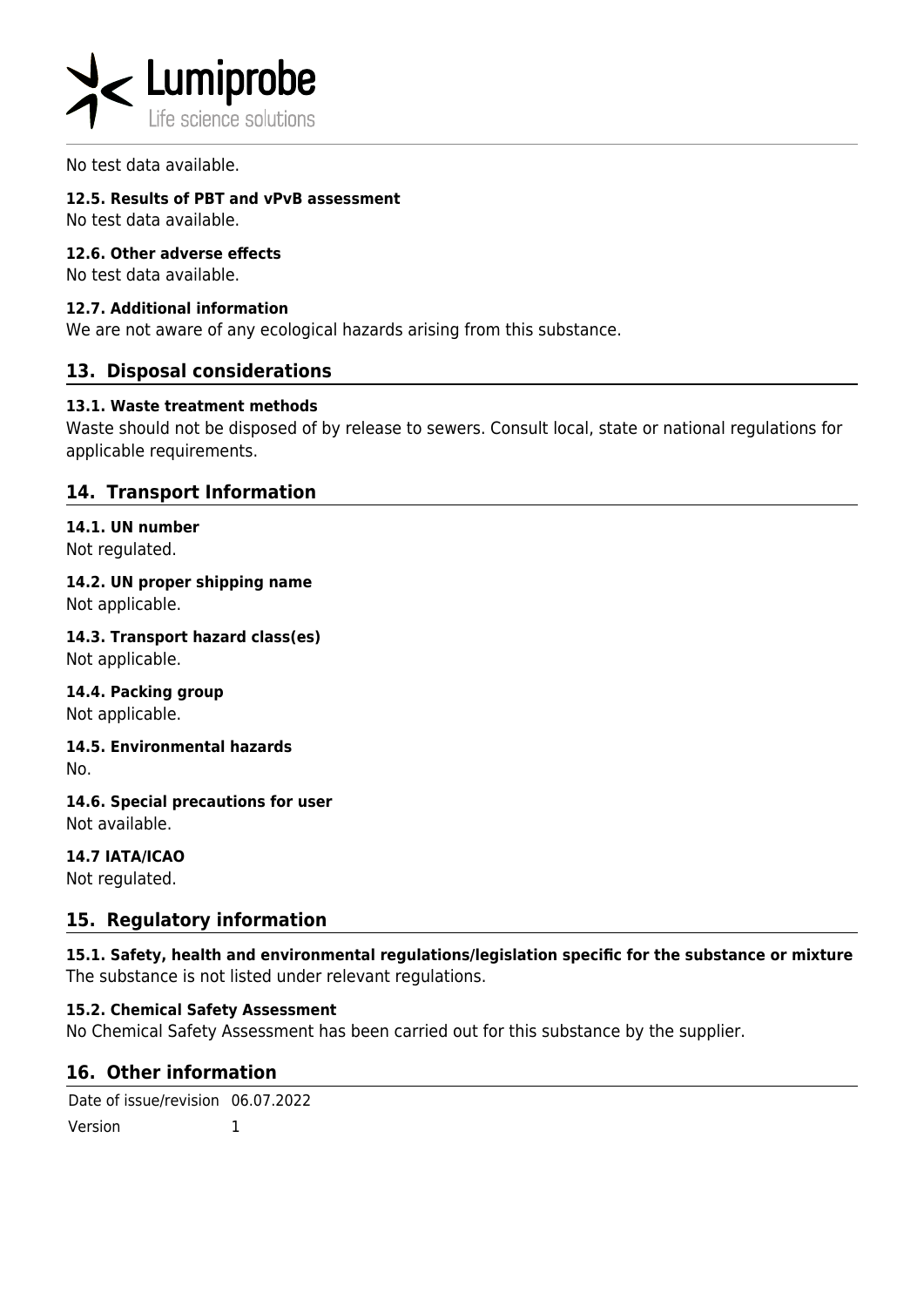No test data available.

**12.5. Results of PBT and vPvB assessment**

No test data available.

**12.6. Other adverse effects**

No test data available.

**12.7. Additional information**

We are not aware of any ecological hazards arising from this substance.

## 13. Disposal considerations

**13.1. Waste treatment methods**

Waste should not be disposed of by release to sewers. Consult local, state or national regulations for applicable requirements.

## 14. Transport Information

**14.1. UN number**

Not regulated.

**14.2. UN proper shipping name**

Not applicable.

**14.3. Transport hazard class(es)**

Not applicable.

**14.4. Packing group**

Not applicable.

**14.5. Environmental hazards**

No.

**14.6. Special precautions for user**

Not available.

**14.7 IATA/ICAO**

Not regulated.

## 15. Regulatory information

**15.1. Safety, health and environmental regulations/legislation specific for the substance or mixture**

The substance is not listed under relevant regulations.

**15.2. Chemical Safety Assessment**

No Chemical Safety Assessment has been carried out for this substance by the supplier.

## 16. Other information

| | |
|---|---|
| Date of issue/revision | 06.07.2022 |
| Version | 1 |